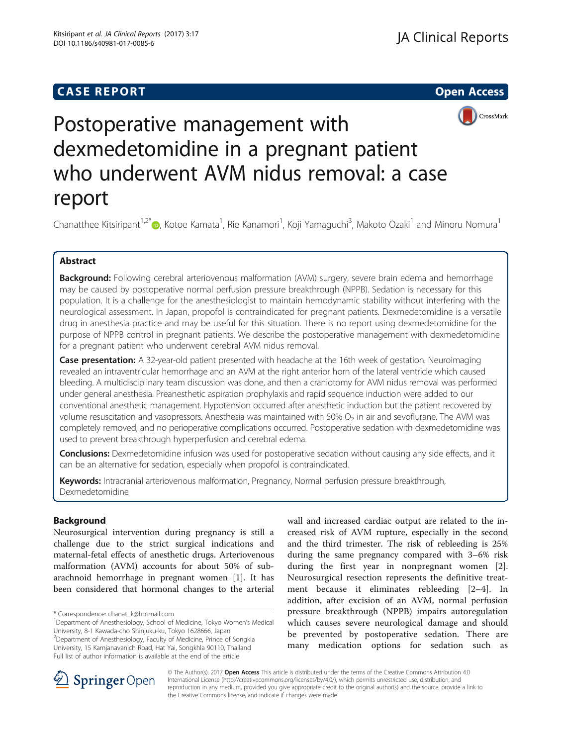CASE REPORT

Open Access

# Postoperative management with dexmedetomidine in a pregnant patient who underwent AVM nidus removal: a case report

Chanatthee Kitsiripant[1,2*], Kotoe Kamata[1], Rie Kanamori[1], Koji Yamaguchi[3], Makoto Ozaki[1] and Minoru Nomura[1]

## Abstract

**Background:** Following cerebral arteriovenous malformation (AVM) surgery, severe brain edema and hemorrhage may be caused by postoperative normal perfusion pressure breakthrough (NPPB). Sedation is necessary for this population. It is a challenge for the anesthesiologist to maintain hemodynamic stability without interfering with the neurological assessment. In Japan, propofol is contraindicated for pregnant patients. Dexmedetomidine is a versatile drug in anesthesia practice and may be useful for this situation. There is no report using dexmedetomidine for the purpose of NPPB control in pregnant patients. We describe the postoperative management with dexmedetomidine for a pregnant patient who underwent cerebral AVM nidus removal.

**Case presentation:** A 32-year-old patient presented with headache at the 16th week of gestation. Neuroimaging revealed an intraventricular hemorrhage and an AVM at the right anterior horn of the lateral ventricle which caused bleeding. A multidisciplinary team discussion was done, and then a craniotomy for AVM nidus removal was performed under general anesthesia. Preanesthetic aspiration prophylaxis and rapid sequence induction were added to our conventional anesthetic management. Hypotension occurred after anesthetic induction but the patient recovered by volume resuscitation and vasopressors. Anesthesia was maintained with 50% $O_2$ in air and sevoflurane. The AVM was completely removed, and no perioperative complications occurred. Postoperative sedation with dexmedetomidine was used to prevent breakthrough hyperperfusion and cerebral edema.

**Conclusions:** Dexmedetomidine infusion was used for postoperative sedation without causing any side effects, and it can be an alternative for sedation, especially when propofol is contraindicated.

**Keywords:** Intracranial arteriovenous malformation, Pregnancy, Normal perfusion pressure breakthrough, Dexmedetomidine

## Background

Neurosurgical intervention during pregnancy is still a challenge due to the strict surgical indications and maternal-fetal effects of anesthetic drugs. Arteriovenous malformation (AVM) accounts for about 50% of subarachnoid hemorrhage in pregnant women [1]. It has been considered that hormonal changes to the arterial wall and increased cardiac output are related to the increased risk of AVM rupture, especially in the second and the third trimester. The risk of rebleeding is 25% during the same pregnancy compared with 3–6% risk during the first year in nonpregnant women [2]. Neurosurgical resection represents the definitive treatment because it eliminates rebleeding [2–4]. In addition, after excision of an AVM, normal perfusion pressure breakthrough (NPPB) impairs autoregulation which causes severe neurological damage and should be prevented by postoperative sedation. There are many medication options for sedation such as

* Correspondence: chanat_k@hotmail.com
[1]Department of Anesthesiology, School of Medicine, Tokyo Women's Medical University, 8-1 Kawada-cho Shinjuku-ku, Tokyo 1628666, Japan
[2]Department of Anesthesiology, Faculty of Medicine, Prince of Songkla University, 15 Karnjanavanich Road, Hat Yai, Songkhla 90110, Thailand
Full list of author information is available at the end of the article

© The Author(s). 2017 **Open Access** This article is distributed under the terms of the Creative Commons Attribution 4.0 International License (http://creativecommons.org/licenses/by/4.0/), which permits unrestricted use, distribution, and reproduction in any medium, provided you give appropriate credit to the original author(s) and the source, provide a link to the Creative Commons license, and indicate if changes were made.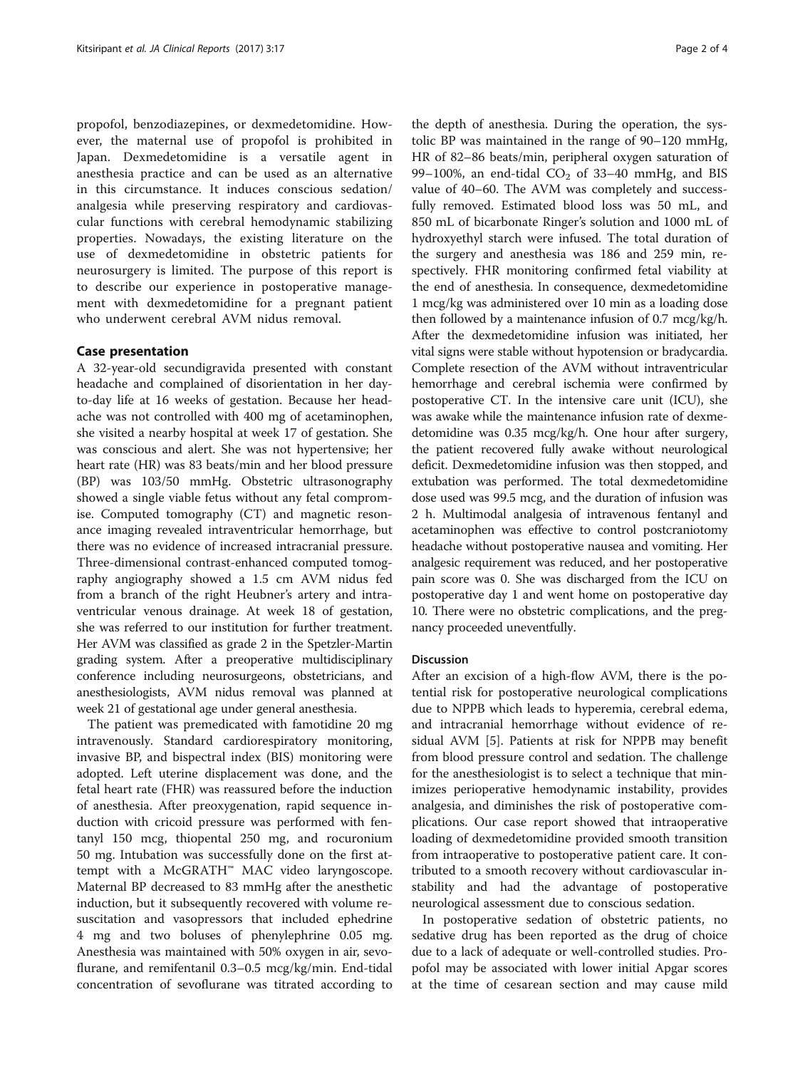propofol, benzodiazepines, or dexmedetomidine. However, the maternal use of propofol is prohibited in Japan. Dexmedetomidine is a versatile agent in anesthesia practice and can be used as an alternative in this circumstance. It induces conscious sedation/analgesia while preserving respiratory and cardiovascular functions with cerebral hemodynamic stabilizing properties. Nowadays, the existing literature on the use of dexmedetomidine in obstetric patients for neurosurgery is limited. The purpose of this report is to describe our experience in postoperative management with dexmedetomidine for a pregnant patient who underwent cerebral AVM nidus removal.

## Case presentation

A 32-year-old secundigravida presented with constant headache and complained of disorientation in her day-to-day life at 16 weeks of gestation. Because her headache was not controlled with 400 mg of acetaminophen, she visited a nearby hospital at week 17 of gestation. She was conscious and alert. She was not hypertensive; her heart rate (HR) was 83 beats/min and her blood pressure (BP) was 103/50 mmHg. Obstetric ultrasonography showed a single viable fetus without any fetal compromise. Computed tomography (CT) and magnetic resonance imaging revealed intraventricular hemorrhage, but there was no evidence of increased intracranial pressure. Three-dimensional contrast-enhanced computed tomography angiography showed a 1.5 cm AVM nidus fed from a branch of the right Heubner's artery and intraventricular venous drainage. At week 18 of gestation, she was referred to our institution for further treatment. Her AVM was classified as grade 2 in the Spetzler-Martin grading system. After a preoperative multidisciplinary conference including neurosurgeons, obstetricians, and anesthesiologists, AVM nidus removal was planned at week 21 of gestational age under general anesthesia.

The patient was premedicated with famotidine 20 mg intravenously. Standard cardiorespiratory monitoring, invasive BP, and bispectral index (BIS) monitoring were adopted. Left uterine displacement was done, and the fetal heart rate (FHR) was reassured before the induction of anesthesia. After preoxygenation, rapid sequence induction with cricoid pressure was performed with fentanyl 150 mcg, thiopental 250 mg, and rocuronium 50 mg. Intubation was successfully done on the first attempt with a McGRATH™ MAC video laryngoscope. Maternal BP decreased to 83 mmHg after the anesthetic induction, but it subsequently recovered with volume resuscitation and vasopressors that included ephedrine 4 mg and two boluses of phenylephrine 0.05 mg. Anesthesia was maintained with 50% oxygen in air, sevoflurane, and remifentanil 0.3–0.5 mcg/kg/min. End-tidal concentration of sevoflurane was titrated according to the depth of anesthesia. During the operation, the systolic BP was maintained in the range of 90–120 mmHg, HR of 82–86 beats/min, peripheral oxygen saturation of 99–100%, an end-tidal $CO_2$ of 33–40 mmHg, and BIS value of 40–60. The AVM was completely and successfully removed. Estimated blood loss was 50 mL, and 850 mL of bicarbonate Ringer's solution and 1000 mL of hydroxyethyl starch were infused. The total duration of the surgery and anesthesia was 186 and 259 min, respectively. FHR monitoring confirmed fetal viability at the end of anesthesia. In consequence, dexmedetomidine 1 mcg/kg was administered over 10 min as a loading dose then followed by a maintenance infusion of 0.7 mcg/kg/h. After the dexmedetomidine infusion was initiated, her vital signs were stable without hypotension or bradycardia. Complete resection of the AVM without intraventricular hemorrhage and cerebral ischemia were confirmed by postoperative CT. In the intensive care unit (ICU), she was awake while the maintenance infusion rate of dexmedetomidine was 0.35 mcg/kg/h. One hour after surgery, the patient recovered fully awake without neurological deficit. Dexmedetomidine infusion was then stopped, and extubation was performed. The total dexmedetomidine dose used was 99.5 mcg, and the duration of infusion was 2 h. Multimodal analgesia of intravenous fentanyl and acetaminophen was effective to control postcraniotomy headache without postoperative nausea and vomiting. Her analgesic requirement was reduced, and her postoperative pain score was 0. She was discharged from the ICU on postoperative day 1 and went home on postoperative day 10. There were no obstetric complications, and the pregnancy proceeded uneventfully.

## Discussion

After an excision of a high-flow AVM, there is the potential risk for postoperative neurological complications due to NPPB which leads to hyperemia, cerebral edema, and intracranial hemorrhage without evidence of residual AVM [5]. Patients at risk for NPPB may benefit from blood pressure control and sedation. The challenge for the anesthesiologist is to select a technique that minimizes perioperative hemodynamic instability, provides analgesia, and diminishes the risk of postoperative complications. Our case report showed that intraoperative loading of dexmedetomidine provided smooth transition from intraoperative to postoperative patient care. It contributed to a smooth recovery without cardiovascular instability and had the advantage of postoperative neurological assessment due to conscious sedation.

In postoperative sedation of obstetric patients, no sedative drug has been reported as the drug of choice due to a lack of adequate or well-controlled studies. Propofol may be associated with lower initial Apgar scores at the time of cesarean section and may cause mild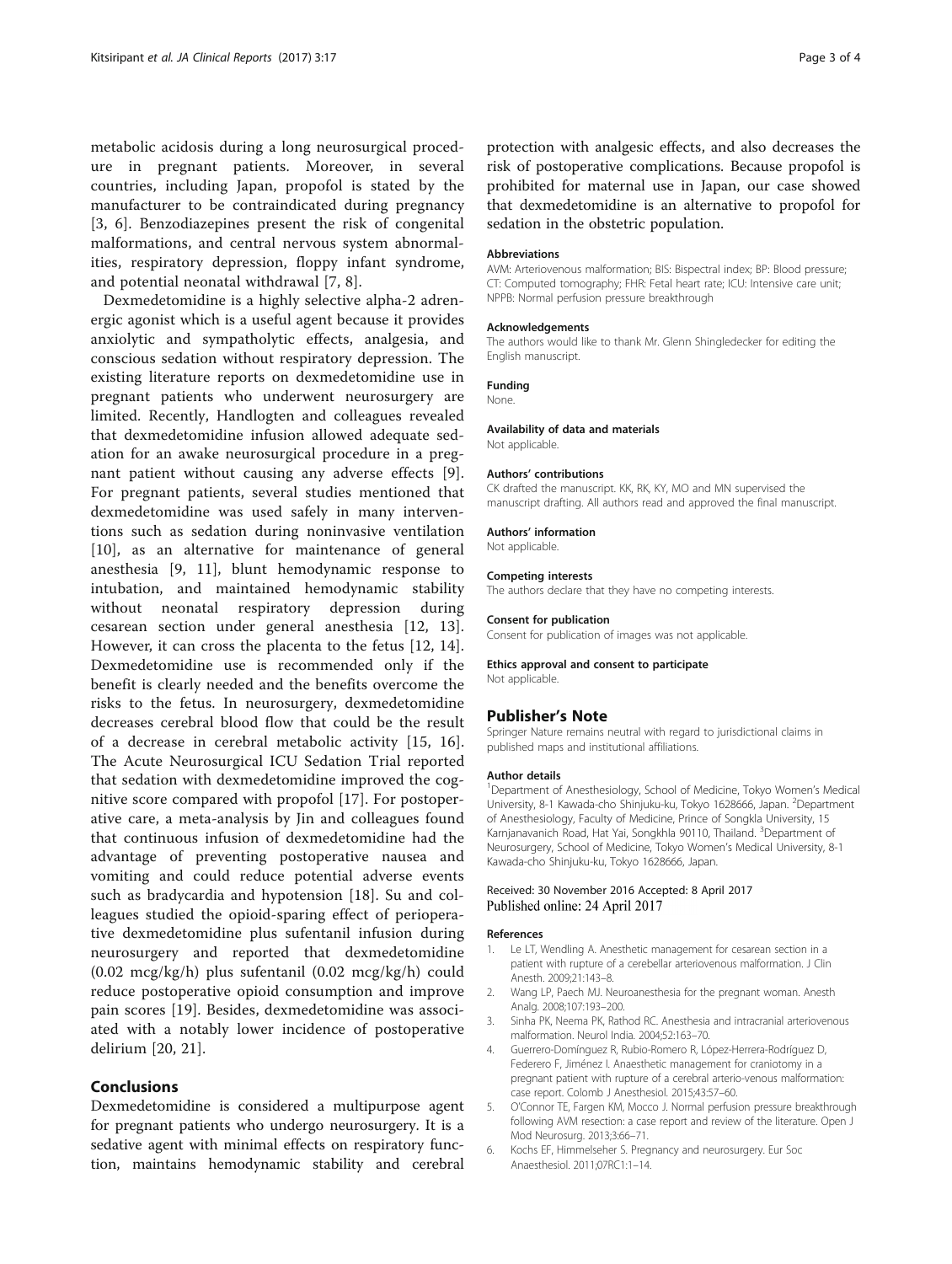metabolic acidosis during a long neurosurgical procedure in pregnant patients. Moreover, in several countries, including Japan, propofol is stated by the manufacturer to be contraindicated during pregnancy [3, 6]. Benzodiazepines present the risk of congenital malformations, and central nervous system abnormalities, respiratory depression, floppy infant syndrome, and potential neonatal withdrawal [7, 8].

Dexmedetomidine is a highly selective alpha-2 adrenergic agonist which is a useful agent because it provides anxiolytic and sympatholytic effects, analgesia, and conscious sedation without respiratory depression. The existing literature reports on dexmedetomidine use in pregnant patients who underwent neurosurgery are limited. Recently, Handlogten and colleagues revealed that dexmedetomidine infusion allowed adequate sedation for an awake neurosurgical procedure in a pregnant patient without causing any adverse effects [9]. For pregnant patients, several studies mentioned that dexmedetomidine was used safely in many interventions such as sedation during noninvasive ventilation [10], as an alternative for maintenance of general anesthesia [9, 11], blunt hemodynamic response to intubation, and maintained hemodynamic stability without neonatal respiratory depression during cesarean section under general anesthesia [12, 13]. However, it can cross the placenta to the fetus [12, 14]. Dexmedetomidine use is recommended only if the benefit is clearly needed and the benefits overcome the risks to the fetus. In neurosurgery, dexmedetomidine decreases cerebral blood flow that could be the result of a decrease in cerebral metabolic activity [15, 16]. The Acute Neurosurgical ICU Sedation Trial reported that sedation with dexmedetomidine improved the cognitive score compared with propofol [17]. For postoperative care, a meta-analysis by Jin and colleagues found that continuous infusion of dexmedetomidine had the advantage of preventing postoperative nausea and vomiting and could reduce potential adverse events such as bradycardia and hypotension [18]. Su and colleagues studied the opioid-sparing effect of perioperative dexmedetomidine plus sufentanil infusion during neurosurgery and reported that dexmedetomidine (0.02 mcg/kg/h) plus sufentanil (0.02 mcg/kg/h) could reduce postoperative opioid consumption and improve pain scores [19]. Besides, dexmedetomidine was associated with a notably lower incidence of postoperative delirium [20, 21].

## Conclusions

Dexmedetomidine is considered a multipurpose agent for pregnant patients who undergo neurosurgery. It is a sedative agent with minimal effects on respiratory function, maintains hemodynamic stability and cerebral protection with analgesic effects, and also decreases the risk of postoperative complications. Because propofol is prohibited for maternal use in Japan, our case showed that dexmedetomidine is an alternative to propofol for sedation in the obstetric population.

#### Abbreviations

AVM: Arteriovenous malformation; BIS: Bispectral index; BP: Blood pressure; CT: Computed tomography; FHR: Fetal heart rate; ICU: Intensive care unit; NPPB: Normal perfusion pressure breakthrough

#### Acknowledgements

The authors would like to thank Mr. Glenn Shingledecker for editing the English manuscript.

#### Funding

None.

#### Availability of data and materials

Not applicable.

#### Authors' contributions

CK drafted the manuscript. KK, RK, KY, MO and MN supervised the manuscript drafting. All authors read and approved the final manuscript.

#### Authors' information

Not applicable.

#### Competing interests

The authors declare that they have no competing interests.

#### Consent for publication

Consent for publication of images was not applicable.

#### Ethics approval and consent to participate

Not applicable.

## Publisher's Note

Springer Nature remains neutral with regard to jurisdictional claims in published maps and institutional affiliations.

#### Author details

[1]Department of Anesthesiology, School of Medicine, Tokyo Women's Medical University, 8-1 Kawada-cho Shinjuku-ku, Tokyo 1628666, Japan. [2]Department of Anesthesiology, Faculty of Medicine, Prince of Songkla University, 15 Karnjanavanich Road, Hat Yai, Songkhla 90110, Thailand. [3]Department of Neurosurgery, School of Medicine, Tokyo Women's Medical University, 8-1 Kawada-cho Shinjuku-ku, Tokyo 1628666, Japan.

Received: 30 November 2016 Accepted: 8 April 2017
Published online: 24 April 2017

#### References

1. Le LT, Wendling A. Anesthetic management for cesarean section in a patient with rupture of a cerebellar arteriovenous malformation. J Clin Anesth. 2009;21:143–8.
2. Wang LP, Paech MJ. Neuroanesthesia for the pregnant woman. Anesth Analg. 2008;107:193–200.
3. Sinha PK, Neema PK, Rathod RC. Anesthesia and intracranial arteriovenous malformation. Neurol India. 2004;52:163–70.
4. Guerrero-Domínguez R, Rubio-Romero R, López-Herrera-Rodríguez D, Federero F, Jiménez I. Anaesthetic management for craniotomy in a pregnant patient with rupture of a cerebral arterio-venous malformation: case report. Colomb J Anesthesiol. 2015;43:57–60.
5. O'Connor TE, Fargen KM, Mocco J. Normal perfusion pressure breakthrough following AVM resection: a case report and review of the literature. Open J Mod Neurosurg. 2013;3:66–71.
6. Kochs EF, Himmelseher S. Pregnancy and neurosurgery. Eur Soc Anaesthesiol. 2011;07RC1:1–14.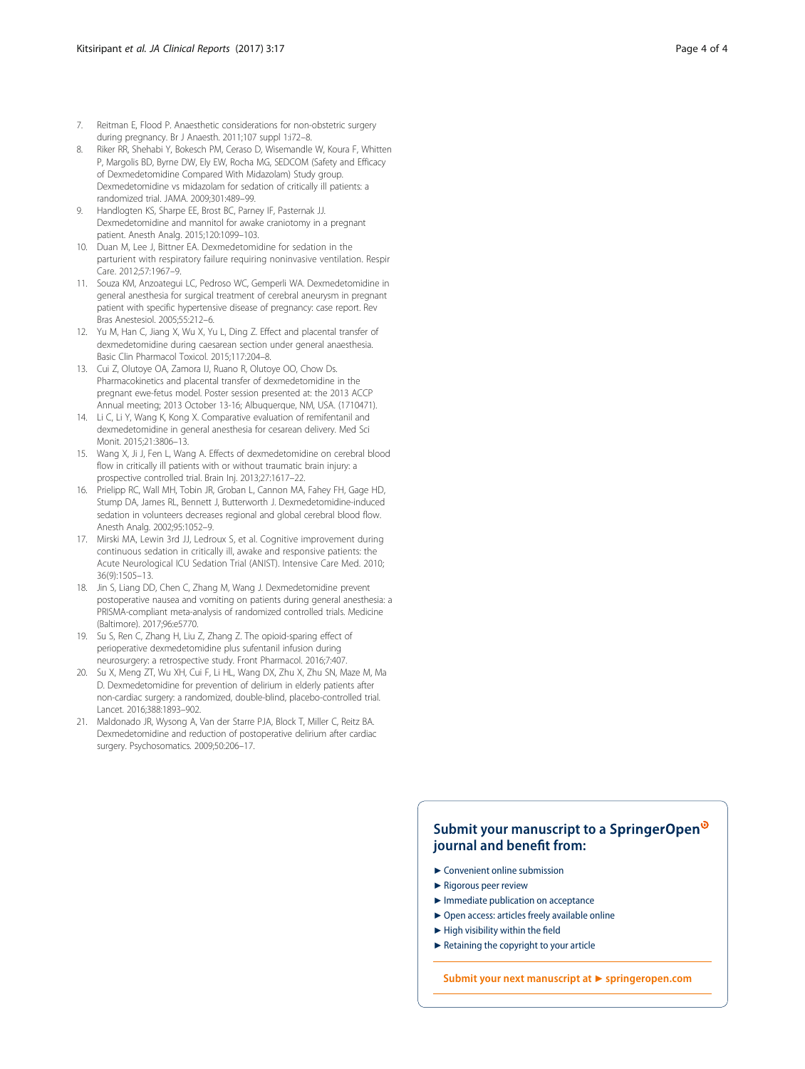7. Reitman E, Flood P. Anaesthetic considerations for non-obstetric surgery during pregnancy. Br J Anaesth. 2011;107 suppl 1:i72–8.
8. Riker RR, Shehabi Y, Bokesch PM, Ceraso D, Wisemandle W, Koura F, Whitten P, Margolis BD, Byrne DW, Ely EW, Rocha MG, SEDCOM (Safety and Efficacy of Dexmedetomidine Compared With Midazolam) Study group. Dexmedetomidine vs midazolam for sedation of critically ill patients: a randomized trial. JAMA. 2009;301:489–99.
9. Handlogten KS, Sharpe EE, Brost BC, Parney IF, Pasternak JJ. Dexmedetomidine and mannitol for awake craniotomy in a pregnant patient. Anesth Analg. 2015;120:1099–103.
10. Duan M, Lee J, Bittner EA. Dexmedetomidine for sedation in the parturient with respiratory failure requiring noninvasive ventilation. Respir Care. 2012;57:1967–9.
11. Souza KM, Anzoategui LC, Pedroso WC, Gemperli WA. Dexmedetomidine in general anesthesia for surgical treatment of cerebral aneurysm in pregnant patient with specific hypertensive disease of pregnancy: case report. Rev Bras Anestesiol. 2005;55:212–6.
12. Yu M, Han C, Jiang X, Wu X, Yu L, Ding Z. Effect and placental transfer of dexmedetomidine during caesarean section under general anaesthesia. Basic Clin Pharmacol Toxicol. 2015;117:204–8.
13. Cui Z, Olutoye OA, Zamora IJ, Ruano R, Olutoye OO, Chow Ds. Pharmacokinetics and placental transfer of dexmedetomidine in the pregnant ewe-fetus model. Poster session presented at: the 2013 ACCP Annual meeting; 2013 October 13-16; Albuquerque, NM, USA. (1710471).
14. Li C, Li Y, Wang K, Kong X. Comparative evaluation of remifentanil and dexmedetomidine in general anesthesia for cesarean delivery. Med Sci Monit. 2015;21:3806–13.
15. Wang X, Ji J, Fen L, Wang A. Effects of dexmedetomidine on cerebral blood flow in critically ill patients with or without traumatic brain injury: a prospective controlled trial. Brain Inj. 2013;27:1617–22.
16. Prielipp RC, Wall MH, Tobin JR, Groban L, Cannon MA, Fahey FH, Gage HD, Stump DA, James RL, Bennett J, Butterworth J. Dexmedetomidine-induced sedation in volunteers decreases regional and global cerebral blood flow. Anesth Analg. 2002;95:1052–9.
17. Mirski MA, Lewin 3rd JJ, Ledroux S, et al. Cognitive improvement during continuous sedation in critically ill, awake and responsive patients: the Acute Neurological ICU Sedation Trial (ANIST). Intensive Care Med. 2010; 36(9):1505–13.
18. Jin S, Liang DD, Chen C, Zhang M, Wang J. Dexmedetomidine prevent postoperative nausea and vomiting on patients during general anesthesia: a PRISMA-compliant meta-analysis of randomized controlled trials. Medicine (Baltimore). 2017;96:e5770.
19. Su S, Ren C, Zhang H, Liu Z, Zhang Z. The opioid-sparing effect of perioperative dexmedetomidine plus sufentanil infusion during neurosurgery: a retrospective study. Front Pharmacol. 2016;7:407.
20. Su X, Meng ZT, Wu XH, Cui F, Li HL, Wang DX, Zhu X, Zhu SN, Maze M, Ma D. Dexmedetomidine for prevention of delirium in elderly patients after non-cardiac surgery: a randomized, double-blind, placebo-controlled trial. Lancet. 2016;388:1893–902.
21. Maldonado JR, Wysong A, Van der Starre PJA, Block T, Miller C, Reitz BA. Dexmedetomidine and reduction of postoperative delirium after cardiac surgery. Psychosomatics. 2009;50:206–17.

**Submit your manuscript to a SpringerOpen journal and benefit from:**

- ► Convenient online submission
- ► Rigorous peer review
- ► Immediate publication on acceptance
- ► Open access: articles freely available online
- ► High visibility within the field
- ► Retaining the copyright to your article

**Submit your next manuscript at ► springeropen.com**